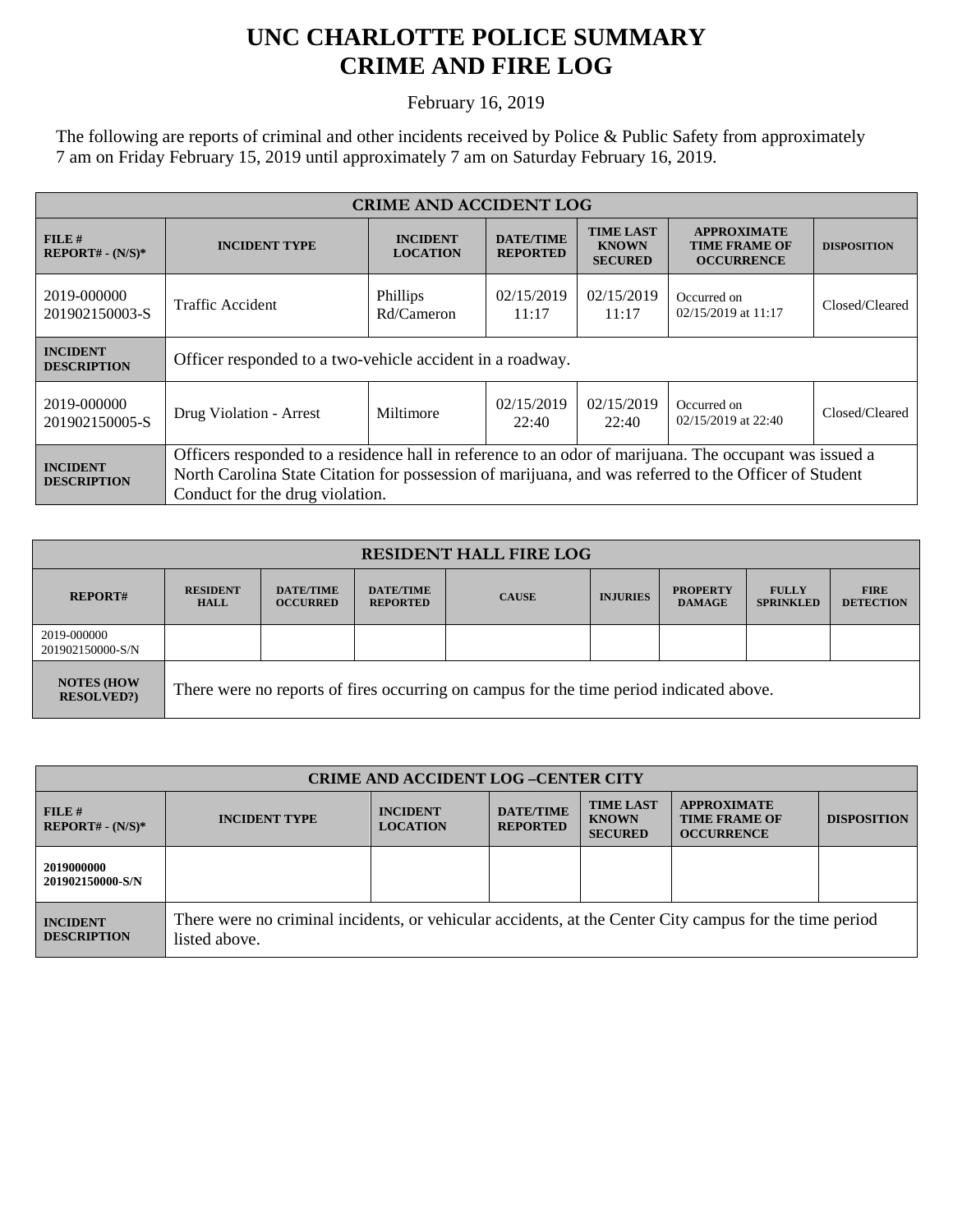# UNC CHARLOTTE POLICE SUMMARY
# CRIME AND FIRE LOG

February 16, 2019

The following are reports of criminal and other incidents received by Police & Public Safety from approximately 7 am on Friday February 15, 2019 until approximately 7 am on Saturday February 16, 2019.

| CRIME AND ACCIDENT LOG | | | | | | |
|---|---|---|---|---|---|---|
| **FILE # REPORT# - (N/S)*** | **INCIDENT TYPE** | **INCIDENT LOCATION** | **DATE/TIME REPORTED** | **TIME LAST KNOWN SECURED** | **APPROXIMATE TIME FRAME OF OCCURRENCE** | **DISPOSITION** |
| 2019-000000 201902150003-S | Traffic Accident | Phillips Rd/Cameron | 02/15/2019 11:17 | 02/15/2019 11:17 | Occurred on 02/15/2019 at 11:17 | Closed/Cleared |
| **INCIDENT DESCRIPTION** | Officer responded to a two-vehicle accident in a roadway. | | | | | |
| 2019-000000 201902150005-S | Drug Violation - Arrest | Miltimore | 02/15/2019 22:40 | 02/15/2019 22:40 | Occurred on 02/15/2019 at 22:40 | Closed/Cleared |
| **INCIDENT DESCRIPTION** | Officers responded to a residence hall in reference to an odor of marijuana. The occupant was issued a North Carolina State Citation for possession of marijuana, and was referred to the Officer of Student Conduct for the drug violation. | | | | | |

| RESIDENT HALL FIRE LOG | | | | | | | | |
|---|---|---|---|---|---|---|---|---|
| **REPORT#** | **RESIDENT HALL** | **DATE/TIME OCCURRED** | **DATE/TIME REPORTED** | **CAUSE** | **INJURIES** | **PROPERTY DAMAGE** | **FULLY SPRINKLED** | **FIRE DETECTION** |
| 2019-000000 201902150000-S/N | | | | | | | | |
| **NOTES (HOW RESOLVED?)** | There were no reports of fires occurring on campus for the time period indicated above. | | | | | | | |

| CRIME AND ACCIDENT LOG –CENTER CITY | | | | | | |
|---|---|---|---|---|---|---|
| **FILE # REPORT# - (N/S)*** | **INCIDENT TYPE** | **INCIDENT LOCATION** | **DATE/TIME REPORTED** | **TIME LAST KNOWN SECURED** | **APPROXIMATE TIME FRAME OF OCCURRENCE** | **DISPOSITION** |
| **2019000000 201902150000-S/N** | | | | | | |
| **INCIDENT DESCRIPTION** | There were no criminal incidents, or vehicular accidents, at the Center City campus for the time period listed above. | | | | | |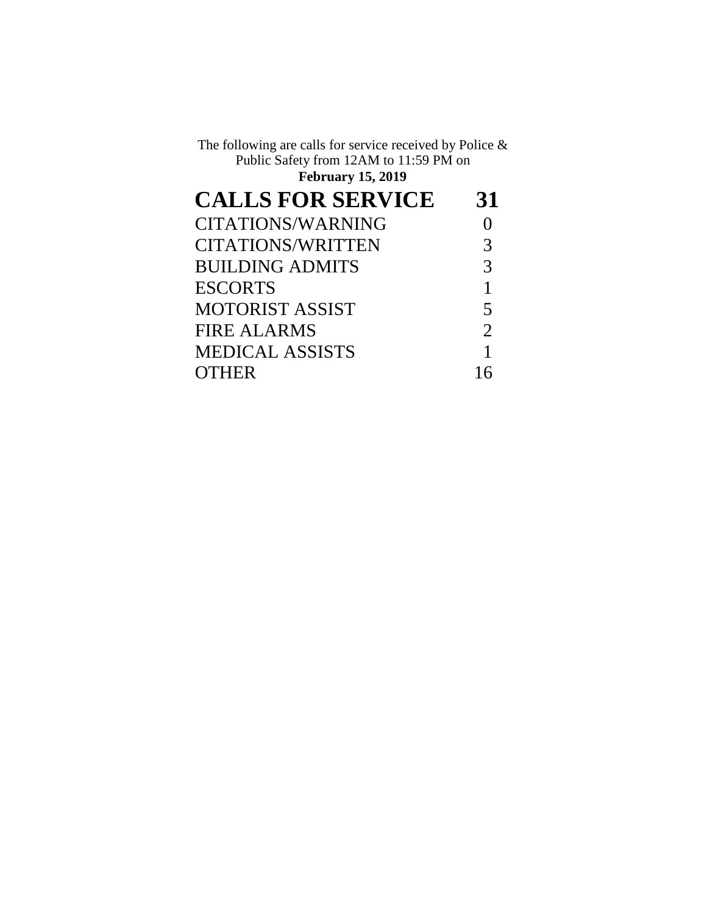The following are calls for service received by Police & Public Safety from 12AM to 11:59 PM on

**February 15, 2019**

| | |
|---|---|
| **CALLS FOR SERVICE** | **31** |
| CITATIONS/WARNING | 0 |
| CITATIONS/WRITTEN | 3 |
| BUILDING ADMITS | 3 |
| ESCORTS | 1 |
| MOTORIST ASSIST | 5 |
| FIRE ALARMS | 2 |
| MEDICAL ASSISTS | 1 |
| OTHER | 16 |